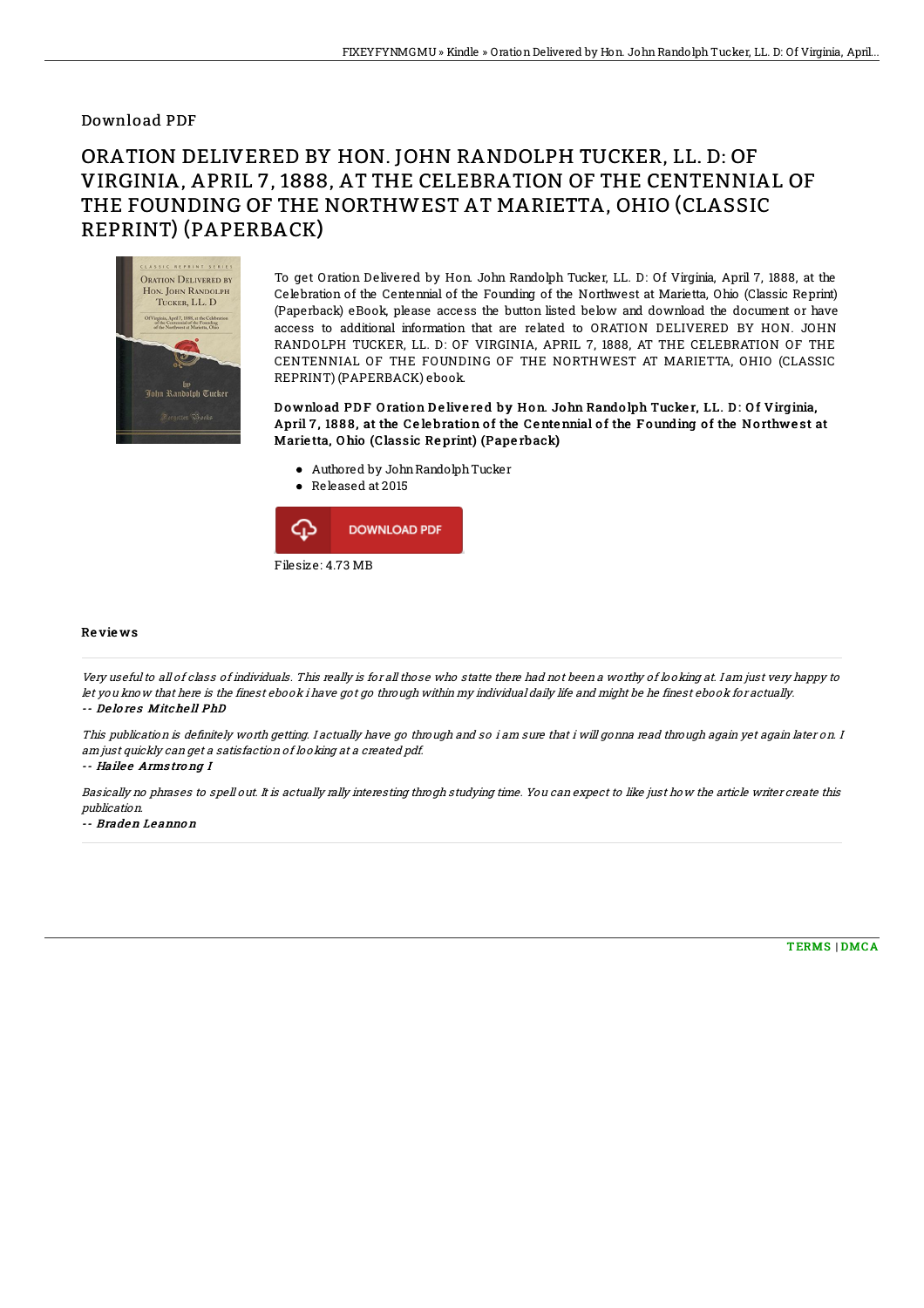Download PDF

# ORATION DELIVERED BY HON. JOHN RANDOLPH TUCKER, LL. D: OF VIRGINIA, APRIL 7, 1888, AT THE CELEBRATION OF THE CENTENNIAL OF THE FOUNDING OF THE NORTHWEST AT MARIETTA, OHIO (CLASSIC REPRINT) (PAPERBACK)

To get Oration Delivered by Hon. John Randolph Tucker, LL. D: Of Virginia, April 7, 1888, at the Celebration of the Centennial of the Founding of the Northwest at Marietta, Ohio (Classic Reprint) (Paperback) eBook, please access the button listed below and download the document or have access to additional information that are related to ORATION DELIVERED BY HON. JOHN RANDOLPH TUCKER, LL. D: OF VIRGINIA, APRIL 7, 1888, AT THE CELEBRATION OF THE CENTENNIAL OF THE FOUNDING OF THE NORTHWEST AT MARIETTA, OHIO (CLASSIC REPRINT) (PAPERBACK) ebook.

**Download PDF Oration Delivered by Hon. John Randolph Tucker, LL. D: Of Virginia, April 7, 1888, at the Celebration of the Centennial of the Founding of the Northwest at Marietta, Ohio (Classic Reprint) (Paperback)**

- Authored by John Randolph Tucker
- Released at 2015

Filesize: 4.73 MB

## Reviews

*Very useful to all of class of individuals. This really is for all those who statte there had not been a worthy of looking at. I am just very happy to let you know that here is the finest ebook i have got go through within my individual daily life and might be he finest ebook for actually.*

*-- Delores Mitchell PhD*

*This publication is definitely worth getting. I actually have go through and so i am sure that i will gonna read through again yet again later on. I am just quickly can get a satisfaction of looking at a created pdf.*

*-- Hailee Armstrong I*

*Basically no phrases to spell out. It is actually rally interesting throgh studying time. You can expect to like just how the article writer create this publication.*

*-- Braden Leannon*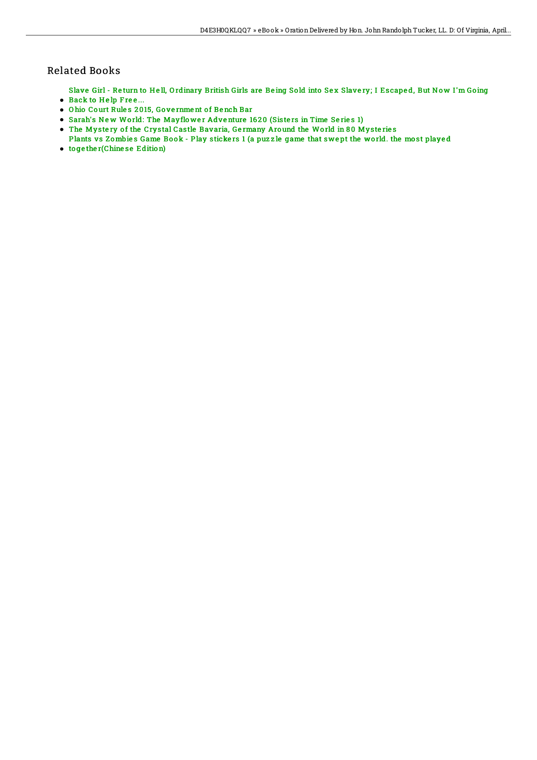## Related Books

- Slave Girl - Return to Hell, Ordinary British Girls are Being Sold into Sex Slavery; I Escaped, But Now I'm Going Back to Help Free...
- Ohio Court Rules 2015, Government of Bench Bar
- Sarah's New World: The Mayflower Adventure 1620 (Sisters in Time Series 1)
- The Mystery of the Crystal Castle Bavaria, Germany Around the World in 80 Mysteries
- Plants vs Zombies Game Book - Play stickers 1 (a puzzle game that swept the world. the most played together(Chinese Edition)